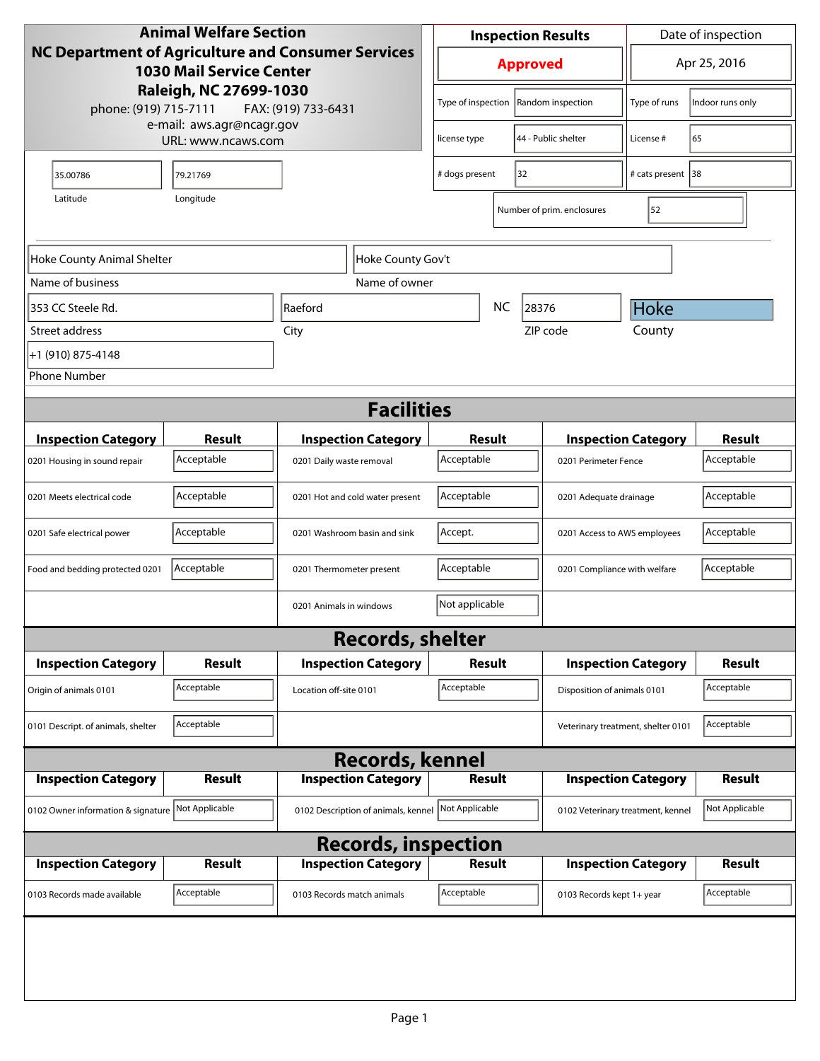**Animal Welfare Section**
**NC Department of Agriculture and Consumer Services**
**1030 Mail Service Center**
**Raleigh, NC 27699-1030**
phone: (919) 715-7111 FAX: (919) 733-6431
e-mail: aws.agr@ncagr.gov
URL: www.ncaws.com

| Inspection Results | Date of inspection |
| --- | --- |
| **Approved** | Apr 25, 2016 |

| | | | |
| --- | --- | --- | --- |
| Type of inspection | Random inspection | Type of runs | Indoor runs only |
| license type | 44 - Public shelter | License # | 65 |
| # dogs present | 32 | # cats present | 38 |
| Number of prim. enclosures | 52 | | |

| Latitude | Longitude |
| --- | --- |
| 35.00786 | 79.21769 |

| Field | Value |
| --- | --- |
| Name of business | Hoke County Animal Shelter |
| Name of owner | Hoke County Gov't |
| Street address | 353 CC Steele Rd. |
| City | Raeford |
| State | NC |
| ZIP code | 28376 |
| County | Hoke |
| Phone Number | +1 (910) 875-4148 |

## Facilities

| Inspection Category | Result | Inspection Category | Result | Inspection Category | Result |
| --- | --- | --- | --- | --- | --- |
| 0201 Housing in sound repair | Acceptable | 0201 Daily waste removal | Acceptable | 0201 Perimeter Fence | Acceptable |
| 0201 Meets electrical code | Acceptable | 0201 Hot and cold water present | Acceptable | 0201 Adequate drainage | Acceptable |
| 0201 Safe electrical power | Acceptable | 0201 Washroom basin and sink | Accept. | 0201 Access to AWS employees | Acceptable |
| Food and bedding protected 0201 | Acceptable | 0201 Thermometer present | Acceptable | 0201 Compliance with welfare | Acceptable |
| | | 0201 Animals in windows | Not applicable | | |

## Records, shelter

| Inspection Category | Result | Inspection Category | Result | Inspection Category | Result |
| --- | --- | --- | --- | --- | --- |
| Origin of animals 0101 | Acceptable | Location off-site 0101 | Acceptable | Disposition of animals 0101 | Acceptable |
| 0101 Descript. of animals, shelter | Acceptable | | | Veterinary treatment, shelter 0101 | Acceptable |

## Records, kennel

| Inspection Category | Result | Inspection Category | Result | Inspection Category | Result |
| --- | --- | --- | --- | --- | --- |
| 0102 Owner information & signature | Not Applicable | 0102 Description of animals, kennel | Not Applicable | 0102 Veterinary treatment, kennel | Not Applicable |

## Records, inspection

| Inspection Category | Result | Inspection Category | Result | Inspection Category | Result |
| --- | --- | --- | --- | --- | --- |
| 0103 Records made available | Acceptable | 0103 Records match animals | Acceptable | 0103 Records kept 1+ year | Acceptable |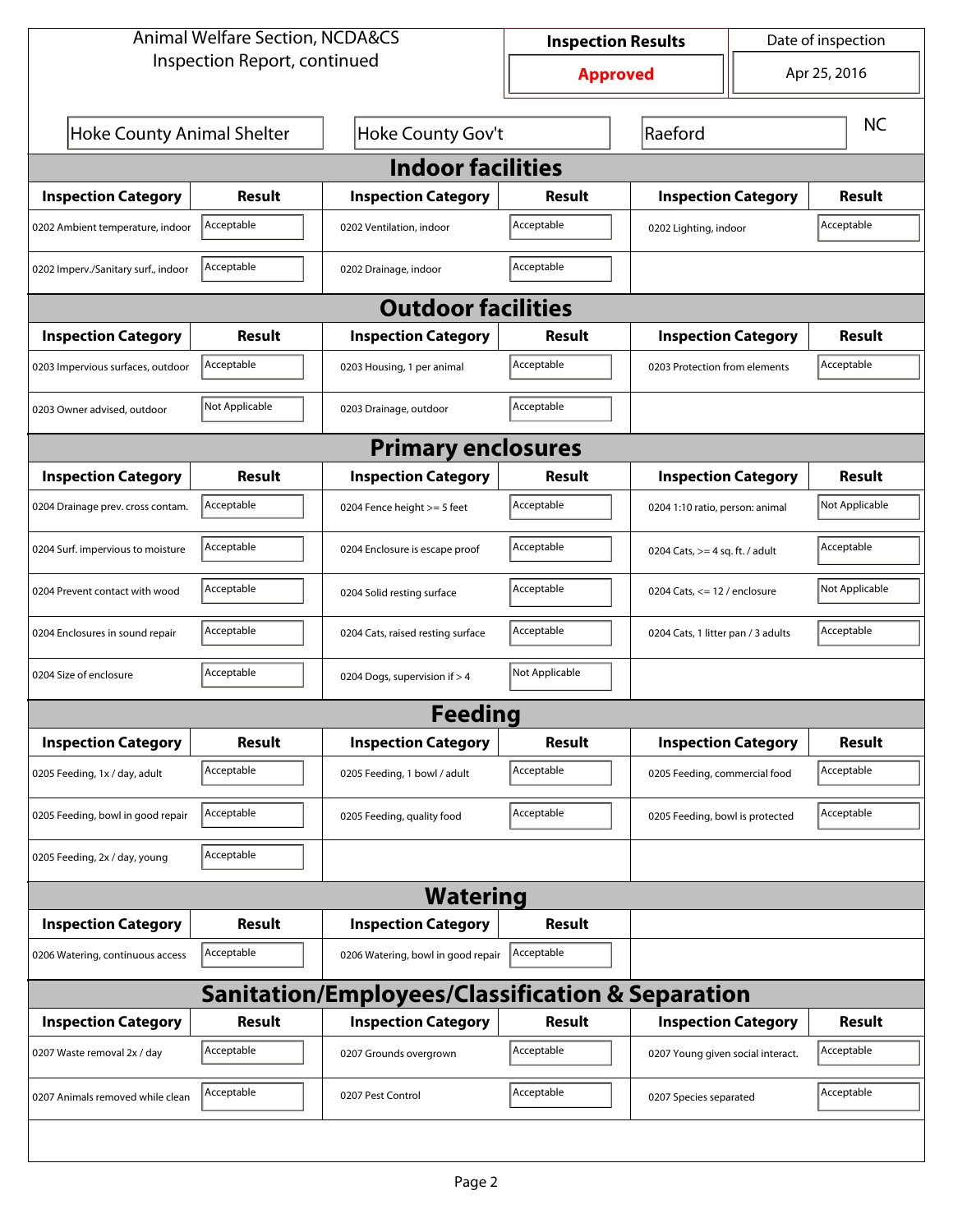Animal Welfare Section, NCDA&CS
Inspection Report, continued

| Inspection Results | Date of inspection |
| --- | --- |
| **Approved** | Apr 25, 2016 |

| Hoke County Animal Shelter | Hoke County Gov't | Raeford | NC |
| --- | --- | --- | --- |

## Indoor facilities

| Inspection Category | Result | Inspection Category | Result | Inspection Category | Result |
| --- | --- | --- | --- | --- | --- |
| 0202 Ambient temperature, indoor | Acceptable | 0202 Ventilation, indoor | Acceptable | 0202 Lighting, indoor | Acceptable |
| 0202 Imperv./Sanitary surf., indoor | Acceptable | 0202 Drainage, indoor | Acceptable | | |

## Outdoor facilities

| Inspection Category | Result | Inspection Category | Result | Inspection Category | Result |
| --- | --- | --- | --- | --- | --- |
| 0203 Impervious surfaces, outdoor | Acceptable | 0203 Housing, 1 per animal | Acceptable | 0203 Protection from elements | Acceptable |
| 0203 Owner advised, outdoor | Not Applicable | 0203 Drainage, outdoor | Acceptable | | |

## Primary enclosures

| Inspection Category | Result | Inspection Category | Result | Inspection Category | Result |
| --- | --- | --- | --- | --- | --- |
| 0204 Drainage prev. cross contam. | Acceptable | 0204 Fence height >= 5 feet | Acceptable | 0204 1:10 ratio, person: animal | Not Applicable |
| 0204 Surf. impervious to moisture | Acceptable | 0204 Enclosure is escape proof | Acceptable | 0204 Cats, >= 4 sq. ft. / adult | Acceptable |
| 0204 Prevent contact with wood | Acceptable | 0204 Solid resting surface | Acceptable | 0204 Cats, <= 12 / enclosure | Not Applicable |
| 0204 Enclosures in sound repair | Acceptable | 0204 Cats, raised resting surface | Acceptable | 0204 Cats, 1 litter pan / 3 adults | Acceptable |
| 0204 Size of enclosure | Acceptable | 0204 Dogs, supervision if > 4 | Not Applicable | | |

## Feeding

| Inspection Category | Result | Inspection Category | Result | Inspection Category | Result |
| --- | --- | --- | --- | --- | --- |
| 0205 Feeding, 1x / day, adult | Acceptable | 0205 Feeding, 1 bowl / adult | Acceptable | 0205 Feeding, commercial food | Acceptable |
| 0205 Feeding, bowl in good repair | Acceptable | 0205 Feeding, quality food | Acceptable | 0205 Feeding, bowl is protected | Acceptable |
| 0205 Feeding, 2x / day, young | Acceptable | | | | |

## Watering

| Inspection Category | Result | Inspection Category | Result |
| --- | --- | --- | --- |
| 0206 Watering, continuous access | Acceptable | 0206 Watering, bowl in good repair | Acceptable |

## Sanitation/Employees/Classification & Separation

| Inspection Category | Result | Inspection Category | Result | Inspection Category | Result |
| --- | --- | --- | --- | --- | --- |
| 0207 Waste removal 2x / day | Acceptable | 0207 Grounds overgrown | Acceptable | 0207 Young given social interact. | Acceptable |
| 0207 Animals removed while clean | Acceptable | 0207 Pest Control | Acceptable | 0207 Species separated | Acceptable |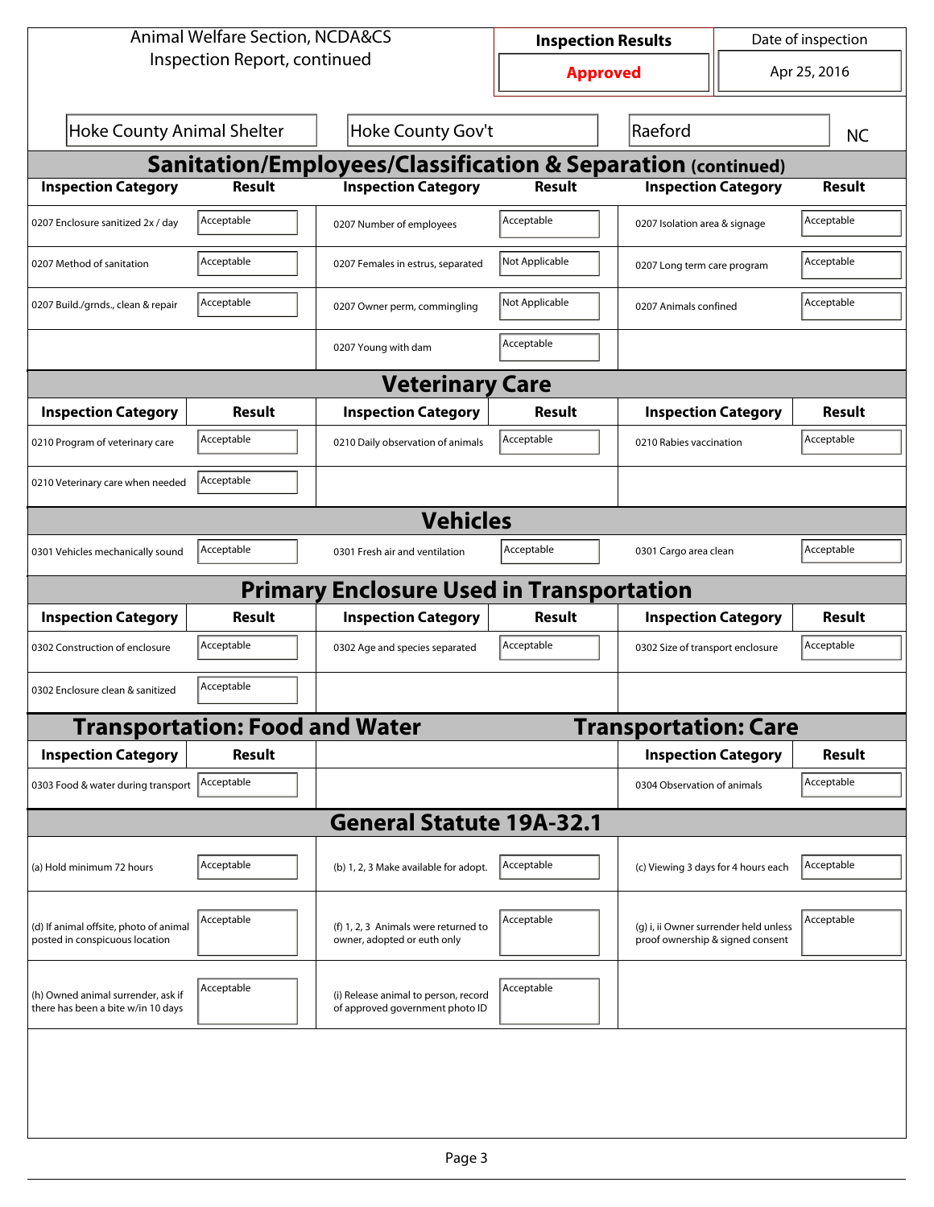| Animal Welfare Section, NCDA&CS Inspection Report, continued | Inspection Results | Date of inspection |
|---|---|---|
| | **Approved** | Apr 25, 2016 |

| Hoke County Animal Shelter | Hoke County Gov't | Raeford | NC |
|---|---|---|---|

## Sanitation/Employees/Classification & Separation (continued)

| Inspection Category | Result | Inspection Category | Result | Inspection Category | Result |
|---|---|---|---|---|---|
| 0207 Enclosure sanitized 2x / day | Acceptable | 0207 Number of employees | Acceptable | 0207 Isolation area & signage | Acceptable |
| 0207 Method of sanitation | Acceptable | 0207 Females in estrus, separated | Not Applicable | 0207 Long term care program | Acceptable |
| 0207 Build./grnds., clean & repair | Acceptable | 0207 Owner perm, commingling | Not Applicable | 0207 Animals confined | Acceptable |
| | | 0207 Young with dam | Acceptable | | |

## Veterinary Care

| Inspection Category | Result | Inspection Category | Result | Inspection Category | Result |
|---|---|---|---|---|---|
| 0210 Program of veterinary care | Acceptable | 0210 Daily observation of animals | Acceptable | 0210 Rabies vaccination | Acceptable |
| 0210 Veterinary care when needed | Acceptable | | | | |

## Vehicles

| Inspection Category | Result | Inspection Category | Result | Inspection Category | Result |
|---|---|---|---|---|---|
| 0301 Vehicles mechanically sound | Acceptable | 0301 Fresh air and ventilation | Acceptable | 0301 Cargo area clean | Acceptable |

## Primary Enclosure Used in Transportation

| Inspection Category | Result | Inspection Category | Result | Inspection Category | Result |
|---|---|---|---|---|---|
| 0302 Construction of enclosure | Acceptable | 0302 Age and species separated | Acceptable | 0302 Size of transport enclosure | Acceptable |
| 0302 Enclosure clean & sanitized | Acceptable | | | | |

## Transportation: Food and Water / Transportation: Care

| Inspection Category | Result | Inspection Category | Result |
|---|---|---|---|
| 0303 Food & water during transport | Acceptable | 0304 Observation of animals | Acceptable |

## General Statute 19A-32.1

| Inspection Category | Result | Inspection Category | Result | Inspection Category | Result |
|---|---|---|---|---|---|
| (a) Hold minimum 72 hours | Acceptable | (b) 1, 2, 3 Make available for adopt. | Acceptable | (c) Viewing 3 days for 4 hours each | Acceptable |
| (d) If animal offsite, photo of animal posted in conspicuous location | Acceptable | (f) 1, 2, 3 Animals were returned to owner, adopted or euth only | Acceptable | (g) i, ii Owner surrender held unless proof ownership & signed consent | Acceptable |
| (h) Owned animal surrender, ask if there has been a bite w/in 10 days | Acceptable | (i) Release animal to person, record of approved government photo ID | Acceptable | | |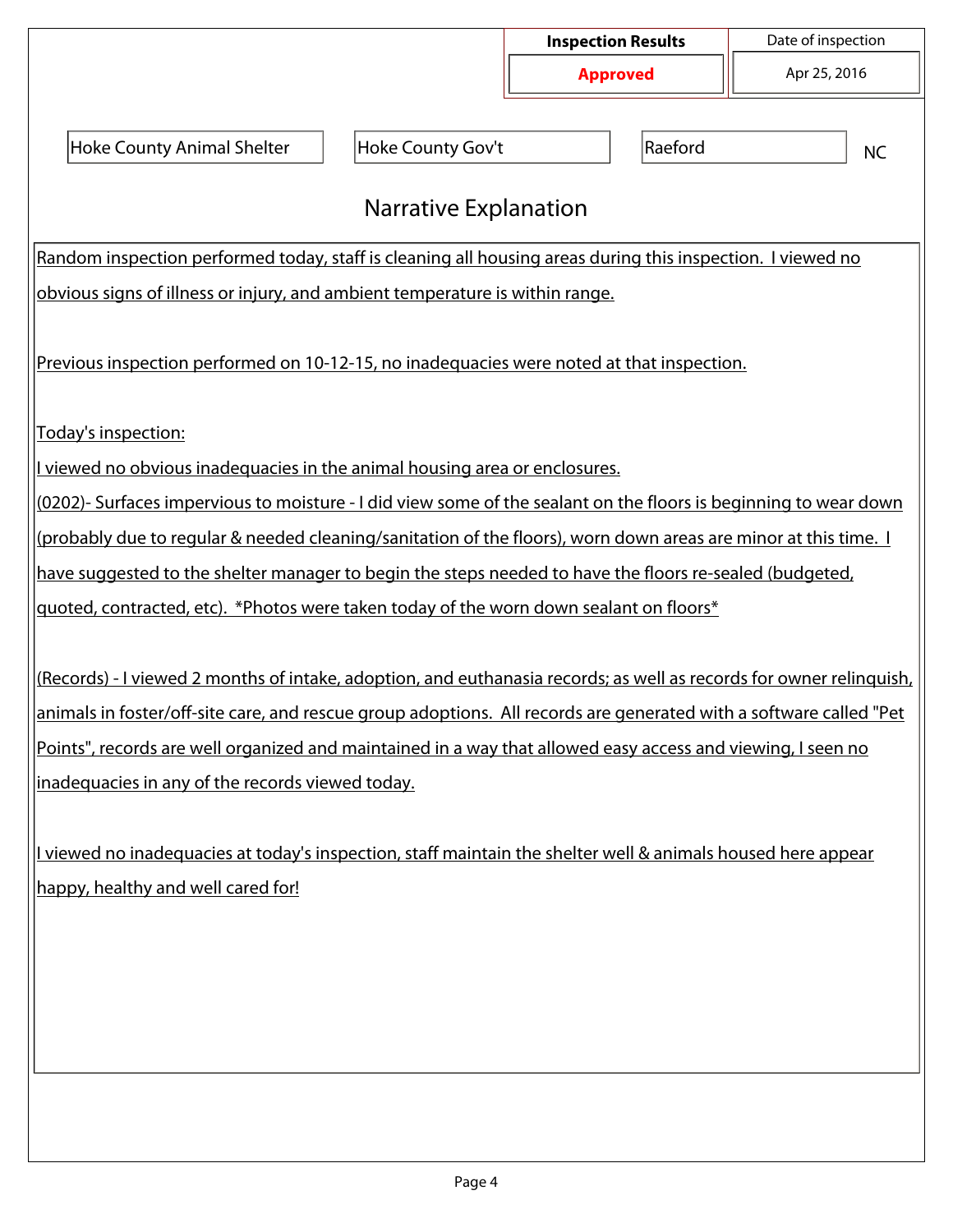| Inspection Results | Date of inspection |
| --- | --- |
| **Approved** | Apr 25, 2016 |

| | | | |
| --- | --- | --- | --- |
| Hoke County Animal Shelter | Hoke County Gov't | Raeford | NC |

## Narrative Explanation

Random inspection performed today, staff is cleaning all housing areas during this inspection. I viewed no obvious signs of illness or injury, and ambient temperature is within range.

Previous inspection performed on 10-12-15, no inadequacies were noted at that inspection.

Today's inspection:

I viewed no obvious inadequacies in the animal housing area or enclosures.

(0202)- Surfaces impervious to moisture - I did view some of the sealant on the floors is beginning to wear down (probably due to regular & needed cleaning/sanitation of the floors), worn down areas are minor at this time. I have suggested to the shelter manager to begin the steps needed to have the floors re-sealed (budgeted, quoted, contracted, etc). *Photos were taken today of the worn down sealant on floors*

(Records) - I viewed 2 months of intake, adoption, and euthanasia records; as well as records for owner relinquish, animals in foster/off-site care, and rescue group adoptions. All records are generated with a software called "Pet Points", records are well organized and maintained in a way that allowed easy access and viewing, I seen no inadequacies in any of the records viewed today.

I viewed no inadequacies at today's inspection, staff maintain the shelter well & animals housed here appear happy, healthy and well cared for!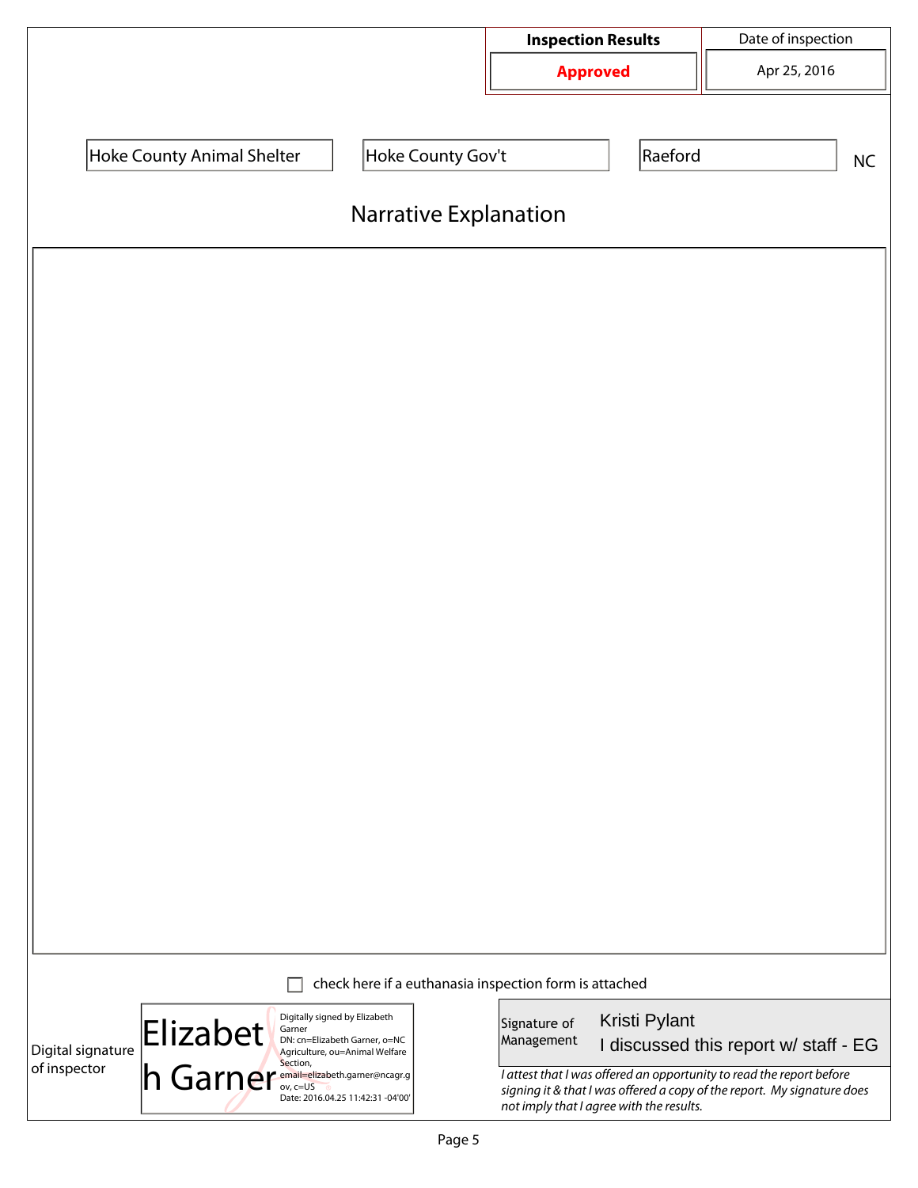| Inspection Results | Date of inspection |
| --- | --- |
| **Approved** | Apr 25, 2016 |

| | | | |
| --- | --- | --- | --- |
| Hoke County Animal Shelter | Hoke County Gov't | Raeford | NC |

## Narrative Explanation

☐ check here if a euthanasia inspection form is attached

Digital signature of inspector: Elizabeth Garner

Digitally signed by Elizabeth Garner
DN: cn=Elizabeth Garner, o=NC Agriculture, ou=Animal Welfare Section, email=elizabeth.garner@ncagr.gov, c=US
Date: 2016.04.25 11:42:31 -04'00'

Signature of Management: Kristi Pylant
I discussed this report w/ staff - EG

*I attest that I was offered an opportunity to read the report before signing it & that I was offered a copy of the report. My signature does not imply that I agree with the results.*